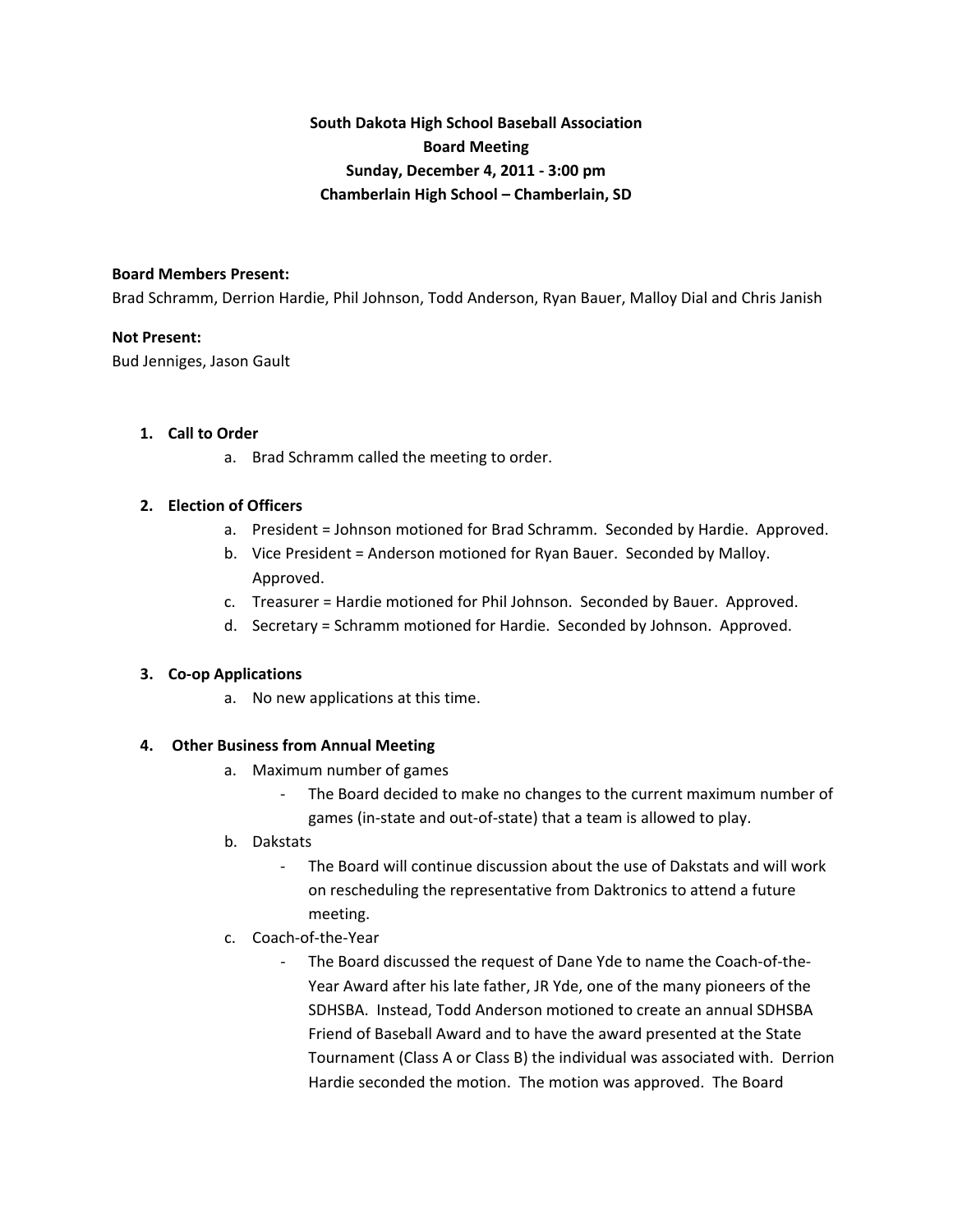**South Dakota High School Baseball Association**
**Board Meeting**
**Sunday, December 4, 2011 - 3:00 pm**
**Chamberlain High School – Chamberlain, SD**

**Board Members Present:**
Brad Schramm, Derrion Hardie, Phil Johnson, Todd Anderson, Ryan Bauer, Malloy Dial and Chris Janish

**Not Present:**
Bud Jenniges, Jason Gault

1. **Call to Order**
   a. Brad Schramm called the meeting to order.

2. **Election of Officers**
   a. President = Johnson motioned for Brad Schramm. Seconded by Hardie. Approved.
   b. Vice President = Anderson motioned for Ryan Bauer. Seconded by Malloy. Approved.
   c. Treasurer = Hardie motioned for Phil Johnson. Seconded by Bauer. Approved.
   d. Secretary = Schramm motioned for Hardie. Seconded by Johnson. Approved.

3. **Co-op Applications**
   a. No new applications at this time.

4. **Other Business from Annual Meeting**
   a. Maximum number of games
      - The Board decided to make no changes to the current maximum number of games (in-state and out-of-state) that a team is allowed to play.
   b. Dakstats
      - The Board will continue discussion about the use of Dakstats and will work on rescheduling the representative from Daktronics to attend a future meeting.
   c. Coach-of-the-Year
      - The Board discussed the request of Dane Yde to name the Coach-of-the-Year Award after his late father, JR Yde, one of the many pioneers of the SDHSBA. Instead, Todd Anderson motioned to create an annual SDHSBA Friend of Baseball Award and to have the award presented at the State Tournament (Class A or Class B) the individual was associated with. Derrion Hardie seconded the motion. The motion was approved. The Board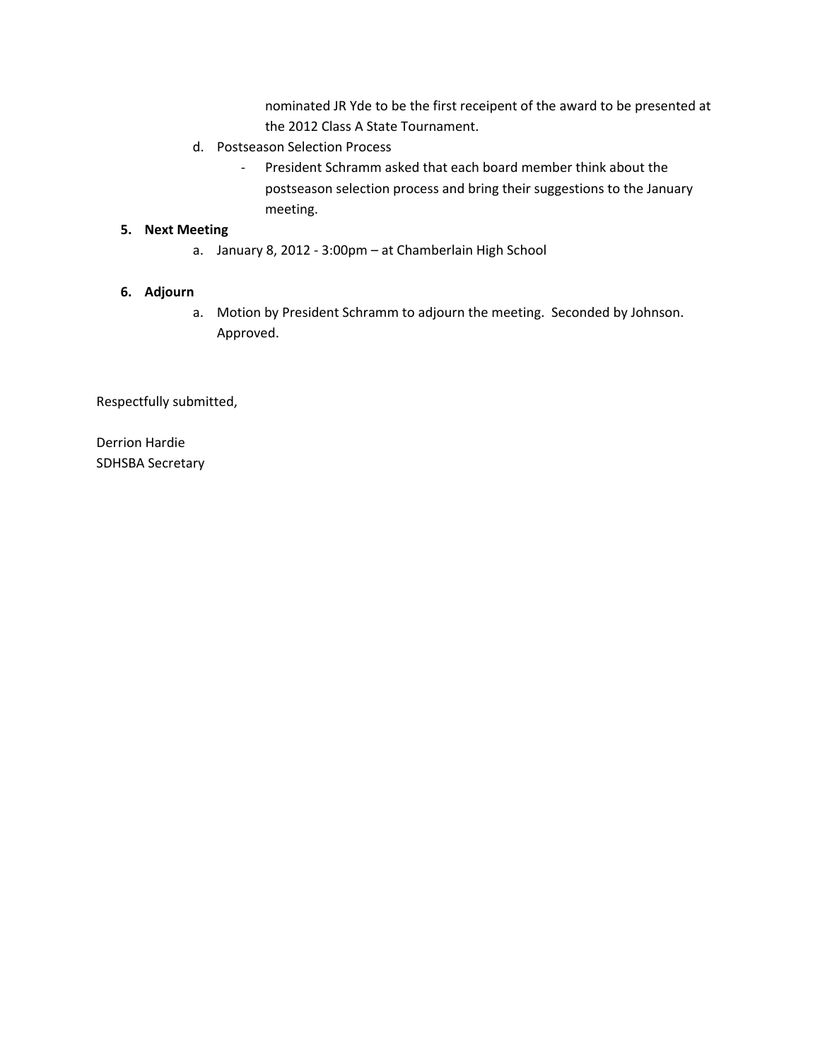nominated JR Yde to be the first receipent of the award to be presented at the 2012 Class A State Tournament.

d. Postseason Selection Process
   - President Schramm asked that each board member think about the postseason selection process and bring their suggestions to the January meeting.

**5. Next Meeting**

a. January 8, 2012 - 3:00pm – at Chamberlain High School

**6. Adjourn**

a. Motion by President Schramm to adjourn the meeting. Seconded by Johnson. Approved.

Respectfully submitted,

Derrion Hardie
SDHSBA Secretary